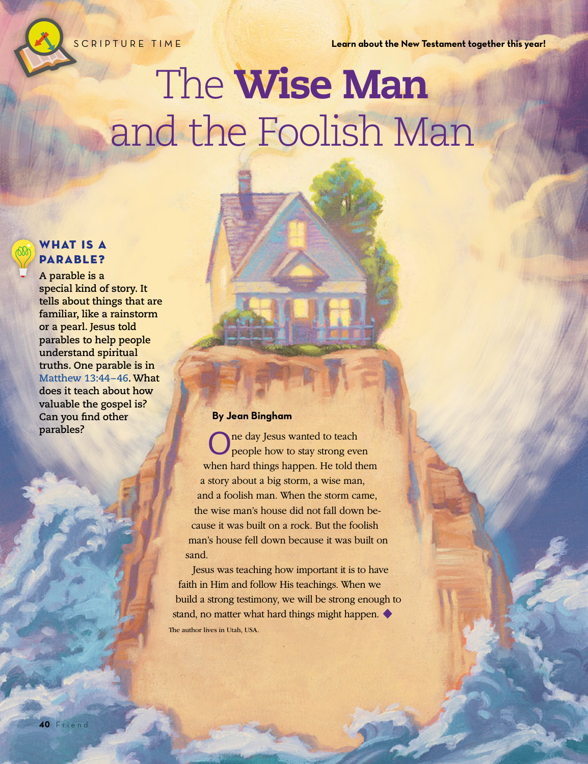SCRIPTURE TIME

**Learn about the New Testament together this year!**

# The **Wise Man** and the Foolish Man

## WHAT IS A PARABLE?

**A parable is a special kind of story. It tells about things that are familiar, like a rainstorm or a pearl. Jesus told parables to help people understand spiritual truths. One parable is in Matthew 13:44–46. What does it teach about how valuable the gospel is? Can you find other parables?**

**By Jean Bingham**

One day Jesus wanted to teach people how to stay strong even when hard things happen. He told them a story about a big storm, a wise man, and a foolish man. When the storm came, the wise man's house did not fall down because it was built on a rock. But the foolish man's house fell down because it was built on sand.

Jesus was teaching how important it is to have faith in Him and follow His teachings. When we build a strong testimony, we will be strong enough to stand, no matter what hard things might happen. ◆

The author lives in Utah, USA.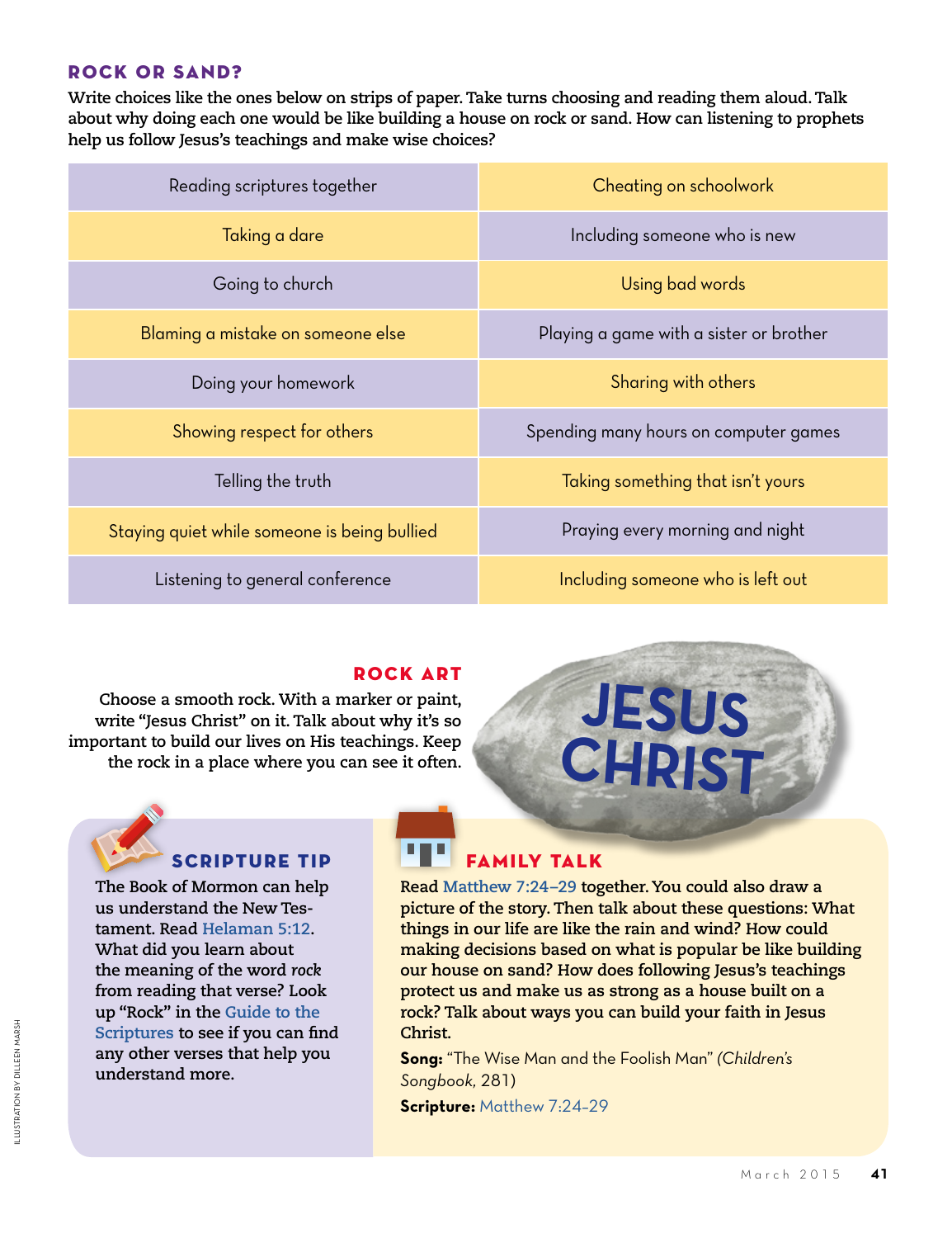## ROCK OR SAND?

**Write choices like the ones below on strips of paper. Take turns choosing and reading them aloud. Talk about why doing each one would be like building a house on rock or sand. How can listening to prophets help us follow Jesus's teachings and make wise choices?**

| | |
|---|---|
| Reading scriptures together | Cheating on schoolwork |
| Taking a dare | Including someone who is new |
| Going to church | Using bad words |
| Blaming a mistake on someone else | Playing a game with a sister or brother |
| Doing your homework | Sharing with others |
| Showing respect for others | Spending many hours on computer games |
| Telling the truth | Taking something that isn't yours |
| Staying quiet while someone is being bullied | Praying every morning and night |
| Listening to general conference | Including someone who is left out |

## ROCK ART

**Choose a smooth rock. With a marker or paint, write "Jesus Christ" on it. Talk about why it's so important to build our lives on His teachings. Keep the rock in a place where you can see it often.**

JESUS CHRIST

## SCRIPTURE TIP

The Book of Mormon can help us understand the New Testament. Read Helaman 5:12. What did you learn about the meaning of the word *rock* from reading that verse? Look up "Rock" in the Guide to the Scriptures to see if you can find any other verses that help you understand more.

## FAMILY TALK

Read Matthew 7:24–29 together. You could also draw a picture of the story. Then talk about these questions: What things in our life are like the rain and wind? How could making decisions based on what is popular be like building our house on sand? How does following Jesus's teachings protect us and make us as strong as a house built on a rock? Talk about ways you can build your faith in Jesus Christ.

**Song:** "The Wise Man and the Foolish Man" *(Children's Songbook*, 281)

**Scripture:** Matthew 7:24–29

ILLUSTRATION BY DILLEEN MARSH